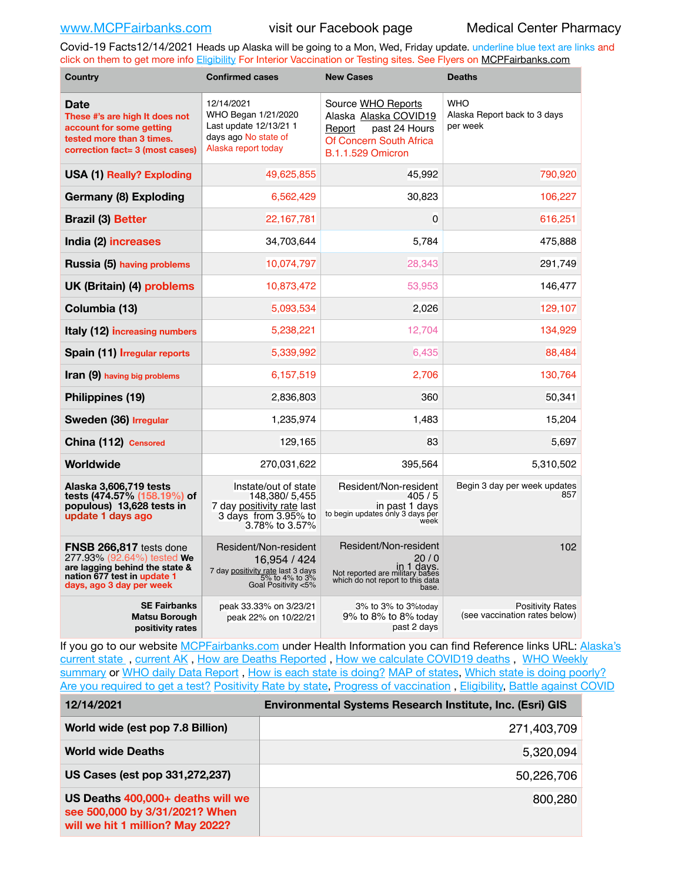www.MCPFairbanks.com visit our Facebook page Medical Center Pharmacy

Covid-19 Facts12/14/2021 Heads up Alaska will be going to a Mon, Wed, Friday update. underline blue text are links and click on them to get more info Eligibility For Interior Vaccination or Testing sites. See Flyers on MCPFairbanks.com

| Country | Confirmed cases | New Cases | Deaths |
|---|---|---|---|
| **Date** These #'s are high It does not account for some getting tested more than 3 times. correction fact= 3 (most cases) | 12/14/2021 WHO Began 1/21/2020 Last update 12/13/21 1 days ago No state of Alaska report today | Source WHO Reports Alaska Alaska COVID19 Report past 24 Hours Of Concern South Africa B.1.1.529 Omicron | WHO Alaska Report back to 3 days per week |
| **USA (1)** Really? Exploding | 49,625,855 | 45,992 | 790,920 |
| **Germany (8) Exploding** | 6,562,429 | 30,823 | 106,227 |
| **Brazil (3)** Better | 22,167,781 | 0 | 616,251 |
| **India (2)** increases | 34,703,644 | 5,784 | 475,888 |
| **Russia (5)** having problems | 10,074,797 | 28,343 | 291,749 |
| **UK (Britain) (4)** problems | 10,873,472 | 53,953 | 146,477 |
| **Columbia (13)** | 5,093,534 | 2,026 | 129,107 |
| **Italy (12)** increasing numbers | 5,238,221 | 12,704 | 134,929 |
| **Spain (11)** Irregular reports | 5,339,992 | 6,435 | 88,484 |
| **Iran (9)** having big problems | 6,157,519 | 2,706 | 130,764 |
| **Philippines (19)** | 2,836,803 | 360 | 50,341 |
| **Sweden (36)** Irregular | 1,235,974 | 1,483 | 15,204 |
| **China (112)** Censored | 129,165 | 83 | 5,697 |
| **Worldwide** | 270,031,622 | 395,564 | 5,310,502 |
| **Alaska 3,606,719 tests tests (474.57% (158.19%) of populous) 13,628 tests in update 1 days ago** | Instate/out of state 148,380/ 5,455 7 day positivity rate last 3 days from 3.95% to 3.78% to 3.57% | Resident/Non-resident 405 / 5 in past 1 days to begin updates only 3 days per week | Begin 3 day per week updates 857 |
| **FNSB 266,817** tests done 277.93% (92.64%) tested **We are lagging behind the state & nation 677 test in update 1 days, ago 3 day per week** | Resident/Non-resident 16,954 / 424 7 day positivity rate last 3 days 5% to 4% to 3% Goal Positivity <5% | Resident/Non-resident 20 / 0 in 1 days. Not reported are military bases which do not report to this data base. | 102 |
| **SE Fairbanks Matsu Borough positivity rates** | peak 33.33% on 3/23/21 peak 22% on 10/22/21 | 3% to 3% to 3%today 9% to 8% to 8% today past 2 days | Positivity Rates (see vaccination rates below) |

If you go to our website MCPFairbanks.com under Health Information you can find Reference links URL: Alaska's current state , current AK , How are Deaths Reported , How we calculate COVID19 deaths , WHO Weekly summary or WHO daily Data Report , How is each state is doing? MAP of states, Which state is doing poorly? Are you required to get a test? Positivity Rate by state, Progress of vaccination , Eligibility, Battle against COVID

| 12/14/2021 | Environmental Systems Research Institute, Inc. (Esri) GIS |
|---|---|
| **World wide (est pop 7.8 Billion)** | 271,403,709 |
| **World wide Deaths** | 5,320,094 |
| **US Cases (est pop 331,272,237)** | 50,226,706 |
| **US Deaths** 400,000+ deaths will we see 500,000 by 3/31/2021? When will we hit 1 million? May 2022? | 800,280 |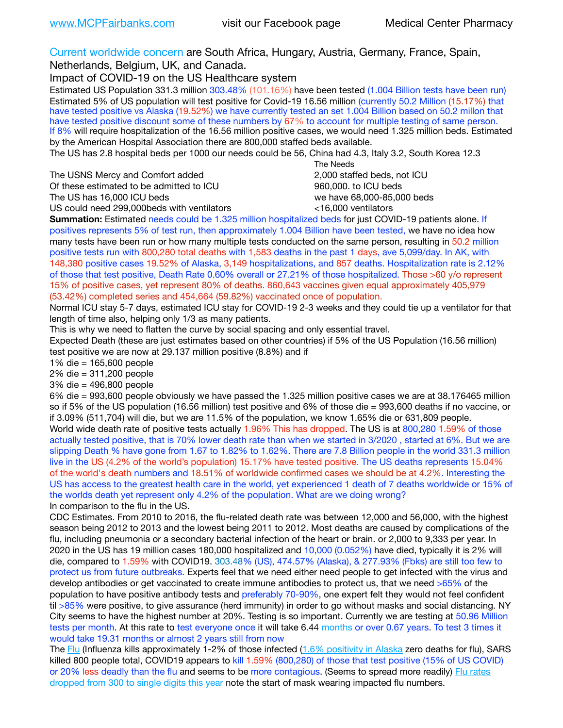www.MCPFairbanks.com visit our Facebook page Medical Center Pharmacy

Current worldwide concern are South Africa, Hungary, Austria, Germany, France, Spain, Netherlands, Belgium, UK, and Canada.

Impact of COVID-19 on the US Healthcare system

Estimated US Population 331.3 million 303.48% (101.16%) have been tested (1.004 Billion tests have been run) Estimated 5% of US population will test positive for Covid-19 16.56 million (currently 50.2 Million (15.17%) that have tested positive vs Alaska (19.52%) we have currently tested an set 1.004 Billion based on 50.2 millon that have tested positive discount some of these numbers by 67% to account for multiple testing of same person. If 8% will require hospitalization of the 16.56 million positive cases, we would need 1.325 million beds. Estimated by the American Hospital Association there are 800,000 staffed beds available.

The US has 2.8 hospital beds per 1000 our needs could be 56, China had 4.3, Italy 3.2, South Korea 12.3

| | The Needs |
|---|---|
| The USNS Mercy and Comfort added | 2,000 staffed beds, not ICU |
| Of these estimated to be admitted to ICU | 960,000. to ICU beds |
| The US has 16,000 ICU beds | we have 68,000-85,000 beds |
| US could need 299,000beds with ventilators | <16,000 ventilators |

**Summation:** Estimated needs could be 1.325 million hospitalized beds for just COVID-19 patients alone. If positives represents 5% of test run, then approximately 1.004 Billion have been tested, we have no idea how many tests have been run or how many multiple tests conducted on the same person, resulting in 50.2 million positive tests run with 800,280 total deaths with 1,583 deaths in the past 1 days, ave 5,099/day. In AK, with 148,380 positive cases 19.52% of Alaska, 3,149 hospitalizations, and 857 deaths. Hospitalization rate is 2.12% of those that test positive, Death Rate 0.60% overall or 27.21% of those hospitalized. Those >60 y/o represent 15% of positive cases, yet represent 80% of deaths. 860,643 vaccines given equal approximately 405,979 (53.42%) completed series and 454,664 (59.82%) vaccinated once of population.

Normal ICU stay 5-7 days, estimated ICU stay for COVID-19 2-3 weeks and they could tie up a ventilator for that length of time also, helping only 1/3 as many patients.

This is why we need to flatten the curve by social spacing and only essential travel.

Expected Death (these are just estimates based on other countries) if 5% of the US Population (16.56 million) test positive we are now at 29.137 million positive (8.8%) and if

1% die = 165,600 people

2% die = 311,200 people

3% die = 496,800 people

6% die = 993,600 people obviously we have passed the 1.325 million positive cases we are at 38.176465 million so if 5% of the US population (16.56 million) test positive and 6% of those die = 993,600 deaths if no vaccine, or if 3.09% (511,704) will die, but we are 11.5% of the population, we know 1.65% die or 631,809 people.

World wide death rate of positive tests actually 1.96% This has dropped. The US is at 800,280 1.59% of those actually tested positive, that is 70% lower death rate than when we started in 3/2020 , started at 6%. But we are slipping Death % have gone from 1.67 to 1.82% to 1.62%. There are 7.8 Billion people in the world 331.3 million live in the US (4.2% of the world's population) 15.17% have tested positive. The US deaths represents 15.04% of the world's death numbers and 18.51% of worldwide confirmed cases we should be at 4.2%. Interesting the US has access to the greatest health care in the world, yet experienced 1 death of 7 deaths worldwide or 15% of the worlds death yet represent only 4.2% of the population. What are we doing wrong?

In comparison to the flu in the US.

CDC Estimates. From 2010 to 2016, the flu-related death rate was between 12,000 and 56,000, with the highest season being 2012 to 2013 and the lowest being 2011 to 2012. Most deaths are caused by complications of the flu, including pneumonia or a secondary bacterial infection of the heart or brain. or 2,000 to 9,333 per year. In 2020 in the US has 19 million cases 180,000 hospitalized and 10,000 (0.052%) have died, typically it is 2% will die, compared to 1.59% with COVID19. 303.48% (US), 474.57% (Alaska), & 277.93% (Fbks) are still too few to protect us from future outbreaks. Experts feel that we need either need people to get infected with the virus and develop antibodies or get vaccinated to create immune antibodies to protect us, that we need >65% of the population to have positive antibody tests and preferably 70-90%, one expert felt they would not feel confident til >85% were positive, to give assurance (herd immunity) in order to go without masks and social distancing. NY City seems to have the highest number at 20%. Testing is so important. Currently we are testing at 50.96 Million tests per month. At this rate to test everyone once it will take 6.44 months or over 0.67 years. To test 3 times it would take 19.31 months or almost 2 years still from now

The Flu (Influenza kills approximately 1-2% of those infected (1.6% positivity in Alaska zero deaths for flu), SARS killed 800 people total, COVID19 appears to kill 1.59% (800,280) of those that test positive (15% of US COVID) or 20% less deadly than the flu and seems to be more contagious. (Seems to spread more readily) Flu rates dropped from 300 to single digits this year note the start of mask wearing impacted flu numbers.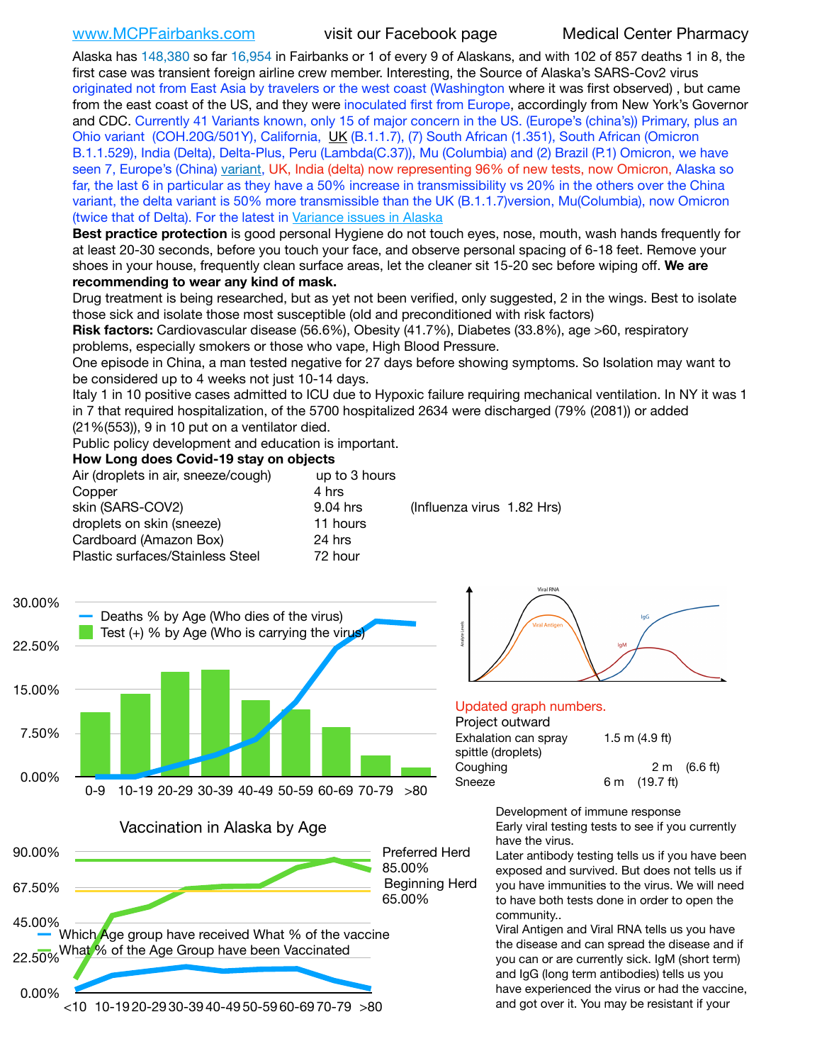www.MCPFairbanks.com visit our Facebook page Medical Center Pharmacy

Alaska has 148,380 so far 16,954 in Fairbanks or 1 of every 9 of Alaskans, and with 102 of 857 deaths 1 in 8, the first case was transient foreign airline crew member. Interesting, the Source of Alaska's SARS-Cov2 virus originated not from East Asia by travelers or the west coast (Washington where it was first observed) , but came from the east coast of the US, and they were inoculated first from Europe, accordingly from New York's Governor and CDC. Currently 41 Variants known, only 15 of major concern in the US. (Europe's (china's)) Primary, plus an Ohio variant (COH.20G/501Y), California, UK (B.1.1.7), (7) South African (1.351), South African (Omicron B.1.1.529), India (Delta), Delta-Plus, Peru (Lambda(C.37)), Mu (Columbia) and (2) Brazil (P.1) Omicron, we have seen 7, Europe's (China) variant, UK, India (delta) now representing 96% of new tests, now Omicron, Alaska so far, the last 6 in particular as they have a 50% increase in transmissibility vs 20% in the others over the China variant, the delta variant is 50% more transmissible than the UK (B.1.1.7)version, Mu(Columbia), now Omicron (twice that of Delta). For the latest in Variance issues in Alaska

**Best practice protection** is good personal Hygiene do not touch eyes, nose, mouth, wash hands frequently for at least 20-30 seconds, before you touch your face, and observe personal spacing of 6-18 feet. Remove your shoes in your house, frequently clean surface areas, let the cleaner sit 15-20 sec before wiping off. **We are recommending to wear any kind of mask.**

Drug treatment is being researched, but as yet not been verified, only suggested, 2 in the wings. Best to isolate those sick and isolate those most susceptible (old and preconditioned with risk factors)

**Risk factors:** Cardiovascular disease (56.6%), Obesity (41.7%), Diabetes (33.8%), age >60, respiratory problems, especially smokers or those who vape, High Blood Pressure.

One episode in China, a man tested negative for 27 days before showing symptoms. So Isolation may want to be considered up to 4 weeks not just 10-14 days.

Italy 1 in 10 positive cases admitted to ICU due to Hypoxic failure requiring mechanical ventilation. In NY it was 1 in 7 that required hospitalization, of the 5700 hospitalized 2634 were discharged (79% (2081)) or added (21%(553)), 9 in 10 put on a ventilator died.

Public policy development and education is important.

**How Long does Covid-19 stay on objects**

| Object | Duration | |
|---|---|---|
| Air (droplets in air, sneeze/cough) | up to 3 hours | |
| Copper | 4 hrs | |
| skin (SARS-COV2) | 9.04 hrs | (Influenza virus 1.82 Hrs) |
| droplets on skin (sneeze) | 11 hours | |
| Cardboard (Amazon Box) | 24 hrs | |
| Plastic surfaces/Stainless Steel | 72 hour | |

Deaths % by Age (Who dies of the virus)
Test (+) % by Age (Who is carrying the virus)

Updated graph numbers.

Project outward

| | |
|---|---|
| Exhalation can spray spittle (droplets) | 1.5 m (4.9 ft) |
| Coughing | 2 m (6.6 ft) |
| Sneeze | 6 m (19.7 ft) |

Vaccination in Alaska by Age

Which Age group have received What % of the vaccine
What % of the Age Group have been Vaccinated
Preferred Herd 85.00%
Beginning Herd 65.00%

Development of immune response

Early viral testing tests to see if you currently have the virus.

Later antibody testing tells us if you have been exposed and survived. But does not tells us if you have immunities to the virus. We will need to have both tests done in order to open the community..

Viral Antigen and Viral RNA tells us you have the disease and can spread the disease and if you can or are currently sick. IgM (short term) and IgG (long term antibodies) tells us you have experienced the virus or had the vaccine, and got over it. You may be resistant if your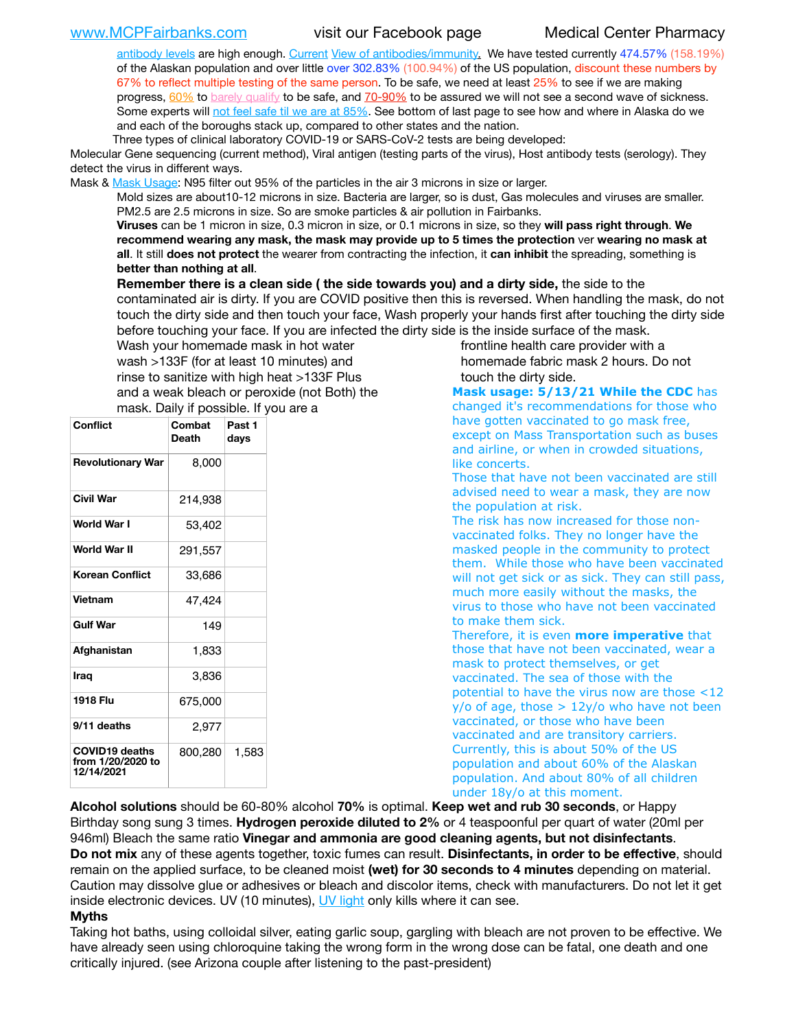antibody levels are high enough. Current View of antibodies/immunity. We have tested currently 474.57% (158.19%) of the Alaskan population and over little over 302.83% (100.94%) of the US population, discount these numbers by 67% to reflect multiple testing of the same person. To be safe, we need at least 25% to see if we are making progress, 60% to barely qualify to be safe, and 70-90% to be assured we will not see a second wave of sickness. Some experts will not feel safe til we are at 85%. See bottom of last page to see how and where in Alaska do we and each of the boroughs stack up, compared to other states and the nation.

Three types of clinical laboratory COVID-19 or SARS-CoV-2 tests are being developed:

Molecular Gene sequencing (current method), Viral antigen (testing parts of the virus), Host antibody tests (serology). They detect the virus in different ways.

Mask & Mask Usage: N95 filter out 95% of the particles in the air 3 microns in size or larger.

Mold sizes are about10-12 microns in size. Bacteria are larger, so is dust, Gas molecules and viruses are smaller. PM2.5 are 2.5 microns in size. So are smoke particles & air pollution in Fairbanks.

**Viruses** can be 1 micron in size, 0.3 micron in size, or 0.1 microns in size, so they **will pass right through**. **We recommend wearing any mask, the mask may provide up to 5 times the protection** ver **wearing no mask at all**. It still **does not protect** the wearer from contracting the infection, it **can inhibit** the spreading, something is **better than nothing at all**.

**Remember there is a clean side ( the side towards you) and a dirty side,** the side to the contaminated air is dirty. If you are COVID positive then this is reversed. When handling the mask, do not touch the dirty side and then touch your face, Wash properly your hands first after touching the dirty side before touching your face. If you are infected the dirty side is the inside surface of the mask.

Wash your homemade mask in hot water wash >133F (for at least 10 minutes) and rinse to sanitize with high heat >133F Plus and a weak bleach or peroxide (not Both) the mask. Daily if possible. If you are a frontline health care provider with a homemade fabric mask 2 hours. Do not touch the dirty side.

| Conflict | Combat Death | Past 1 days |
|---|---|---|
| Revolutionary War | 8,000 | |
| Civil War | 214,938 | |
| World War I | 53,402 | |
| World War II | 291,557 | |
| Korean Conflict | 33,686 | |
| Vietnam | 47,424 | |
| Gulf War | 149 | |
| Afghanistan | 1,833 | |
| Iraq | 3,836 | |
| 1918 Flu | 675,000 | |
| 9/11 deaths | 2,977 | |
| COVID19 deaths from 1/20/2020 to 12/14/2021 | 800,280 | 1,583 |

**Mask usage: 5/13/21 While the CDC** has changed it's recommendations for those who have gotten vaccinated to go mask free, except on Mass Transportation such as buses and airline, or when in crowded situations, like concerts.

Those that have not been vaccinated are still advised need to wear a mask, they are now the population at risk.

The risk has now increased for those non-vaccinated folks. They no longer have the masked people in the community to protect them. While those who have been vaccinated will not get sick or as sick. They can still pass, much more easily without the masks, the virus to those who have not been vaccinated to make them sick.

Therefore, it is even **more imperative** that those that have not been vaccinated, wear a mask to protect themselves, or get vaccinated. The sea of those with the potential to have the virus now are those <12 y/o of age, those > 12y/o who have not been vaccinated, or those who have been vaccinated and are transitory carriers. Currently, this is about 50% of the US population and about 60% of the Alaskan population. And about 80% of all children under 18y/o at this moment.

**Alcohol solutions** should be 60-80% alcohol **70%** is optimal. **Keep wet and rub 30 seconds**, or Happy Birthday song sung 3 times. **Hydrogen peroxide diluted to 2%** or 4 teaspoonful per quart of water (20ml per 946ml) Bleach the same ratio **Vinegar and ammonia are good cleaning agents, but not disinfectants**. **Do not mix** any of these agents together, toxic fumes can result. **Disinfectants, in order to be effective**, should remain on the applied surface, to be cleaned moist **(wet) for 30 seconds to 4 minutes** depending on material. Caution may dissolve glue or adhesives or bleach and discolor items, check with manufacturers. Do not let it get inside electronic devices. UV (10 minutes), UV light only kills where it can see.

**Myths**

Taking hot baths, using colloidal silver, eating garlic soup, gargling with bleach are not proven to be effective. We have already seen using chloroquine taking the wrong form in the wrong dose can be fatal, one death and one critically injured. (see Arizona couple after listening to the past-president)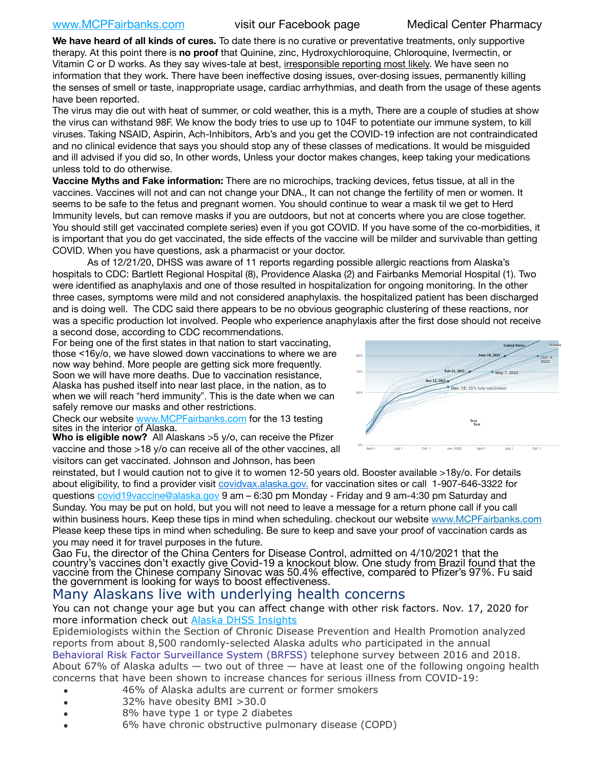www.MCPFairbanks.com visit our Facebook page Medical Center Pharmacy

**We have heard of all kinds of cures.** To date there is no curative or preventative treatments, only supportive therapy. At this point there is **no proof** that Quinine, zinc, Hydroxychloroquine, Chloroquine, Ivermectin, or Vitamin C or D works. As they say wives-tale at best, irresponsible reporting most likely. We have seen no information that they work. There have been ineffective dosing issues, over-dosing issues, permanently killing the senses of smell or taste, inappropriate usage, cardiac arrhythmias, and death from the usage of these agents have been reported.

The virus may die out with heat of summer, or cold weather, this is a myth, There are a couple of studies at show the virus can withstand 98F. We know the body tries to use up to 104F to potentiate our immune system, to kill viruses. Taking NSAID, Aspirin, Ach-Inhibitors, Arb's and you get the COVID-19 infection are not contraindicated and no clinical evidence that says you should stop any of these classes of medications. It would be misguided and ill advised if you did so, In other words, Unless your doctor makes changes, keep taking your medications unless told to do otherwise.

**Vaccine Myths and Fake information:** There are no microchips, tracking devices, fetus tissue, at all in the vaccines. Vaccines will not and can not change your DNA., It can not change the fertility of men or women. It seems to be safe to the fetus and pregnant women. You should continue to wear a mask til we get to Herd Immunity levels, but can remove masks if you are outdoors, but not at concerts where you are close together. You should still get vaccinated complete series) even if you got COVID. If you have some of the co-morbidities, it is important that you do get vaccinated, the side effects of the vaccine will be milder and survivable than getting COVID. When you have questions, ask a pharmacist or your doctor.

As of 12/21/20, DHSS was aware of 11 reports regarding possible allergic reactions from Alaska's hospitals to CDC: Bartlett Regional Hospital (8), Providence Alaska (2) and Fairbanks Memorial Hospital (1). Two were identified as anaphylaxis and one of those resulted in hospitalization for ongoing monitoring. In the other three cases, symptoms were mild and not considered anaphylaxis. the hospitalized patient has been discharged and is doing well. The CDC said there appears to be no obvious geographic clustering of these reactions, nor was a specific production lot involved. People who experience anaphylaxis after the first dose should not receive a second dose, according to CDC recommendations.

For being one of the first states in that nation to start vaccinating, those <16y/o, we have slowed down vaccinations to where we are now way behind. More people are getting sick more frequently. Soon we will have more deaths. Due to vaccination resistance, Alaska has pushed itself into near last place, in the nation, as to when we will reach "herd immunity". This is the date when we can safely remove our masks and other restrictions.

Check our website www.MCPFairbanks.com for the 13 testing sites in the interior of Alaska.

**Who is eligible now?** All Alaskans >5 y/o, can receive the Pfizer vaccine and those >18 y/o can receive all of the other vaccines, all visitors can get vaccinated. Johnson and Johnson, has been reinstated, but I would caution not to give it to women 12-50 years old. Booster available >18y/o. For details about eligibility, to find a provider visit covidvax.alaska.gov. for vaccination sites or call 1-907-646-3322 for questions covid19vaccine@alaska.gov 9 am – 6:30 pm Monday - Friday and 9 am-4:30 pm Saturday and Sunday. You may be put on hold, but you will not need to leave a message for a return phone call if you call within business hours. Keep these tips in mind when scheduling. checkout our website www.MCPFairbanks.com Please keep these tips in mind when scheduling. Be sure to keep and save your proof of vaccination cards as you may need it for travel purposes in the future.

Gao Fu, the director of the China Centers for Disease Control, admitted on 4/10/2021 that the country's vaccines don't exactly give Covid-19 a knockout blow. One study from Brazil found that the vaccine from the Chinese company Sinovac was 50.4% effective, compared to Pfizer's 97%. Fu said the government is looking for ways to boost effectiveness.

## Many Alaskans live with underlying health concerns

You can not change your age but you can affect change with other risk factors. Nov. 17, 2020 for more information check out Alaska DHSS Insights

Epidemiologists within the Section of Chronic Disease Prevention and Health Promotion analyzed reports from about 8,500 randomly-selected Alaska adults who participated in the annual Behavioral Risk Factor Surveillance System (BRFSS) telephone survey between 2016 and 2018. About 67% of Alaska adults — two out of three — have at least one of the following ongoing health concerns that have been shown to increase chances for serious illness from COVID-19:

- 46% of Alaska adults are current or former smokers
- 32% have obesity BMI >30.0
- 8% have type 1 or type 2 diabetes
- 6% have chronic obstructive pulmonary disease (COPD)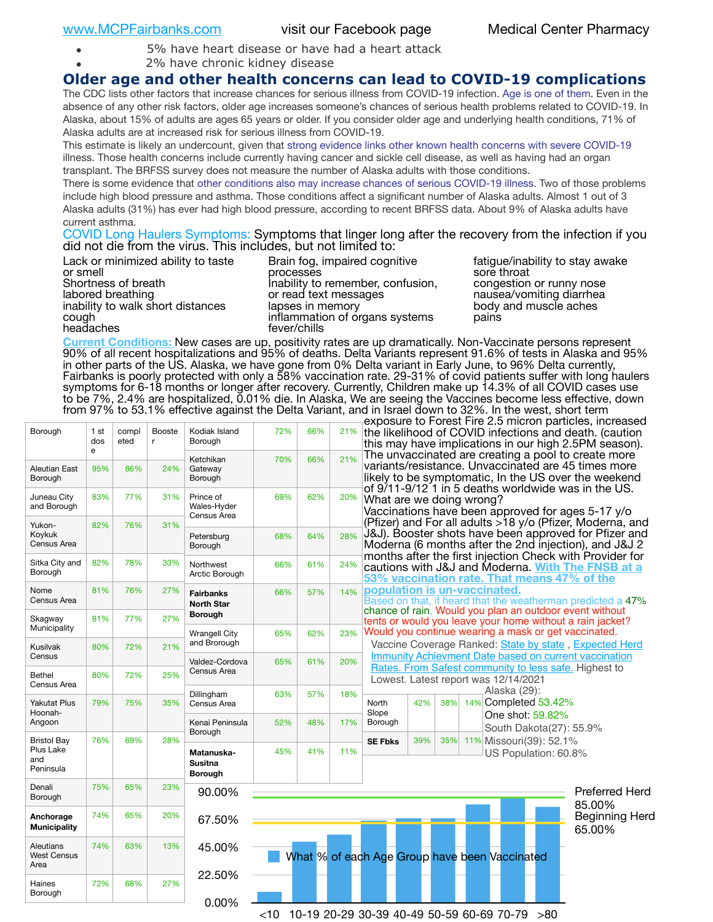www.MCPFairbanks.com visit our Facebook page Medical Center Pharmacy

- 5% have heart disease or have had a heart attack
- 2% have chronic kidney disease

## Older age and other health concerns can lead to COVID-19 complications

The CDC lists other factors that increase chances for serious illness from COVID-19 infection. Age is one of them. Even in the absence of any other risk factors, older age increases someone's chances of serious health problems related to COVID-19. In Alaska, about 15% of adults are ages 65 years or older. If you consider older age and underlying health conditions, 71% of Alaska adults are at increased risk for serious illness from COVID-19.

This estimate is likely an undercount, given that strong evidence links other known health concerns with severe COVID-19 illness. Those health concerns include currently having cancer and sickle cell disease, as well as having had an organ transplant. The BRFSS survey does not measure the number of Alaska adults with those conditions.

There is some evidence that other conditions also may increase chances of serious COVID-19 illness. Two of those problems include high blood pressure and asthma. Those conditions affect a significant number of Alaska adults. Almost 1 out of 3 Alaska adults (31%) has ever had high blood pressure, according to recent BRFSS data. About 9% of Alaska adults have current asthma.

COVID Long Haulers Symptoms: Symptoms that linger long after the recovery from the infection if you did not die from the virus. This includes, but not limited to:

- Lack or minimized ability to taste or smell
- Shortness of breath
- labored breathing
- inability to walk short distances
- cough
- headaches
- Brain fog, impaired cognitive processes
- Inability to remember, confusion, or read text messages
- lapses in memory
- inflammation of organs systems
- fever/chills
- fatigue/inability to stay awake
- sore throat
- congestion or runny nose
- nausea/vomiting diarrhea
- body and muscle aches
- pains

**Current Conditions:** New cases are up, positivity rates are up dramatically. Non-Vaccinate persons represent 90% of all recent hospitalizations and 95% of deaths. Delta Variants represent 91.6% of tests in Alaska and 95% in other parts of the US. Alaska, we have gone from 0% Delta variant in Early June, to 96% Delta currently, Fairbanks is poorly protected with only a 58% vaccination rate. 29-31% of covid patients suffer with long haulers symptoms for 6-18 months or longer after recovery. Currently, Children make up 14.3% of all COVID cases use to be 7%, 2.4% are hospitalized, 0.01% die. In Alaska, We are seeing the Vaccines become less effective, down from 97% to 53.1% effective against the Delta Variant, and in Israel down to 32%. In the west, short term exposure to Forest Fire 2.5 micron particles, increased the likelihood of COVID infections and death. (caution this may have implications in our high 2.5PM season). The unvaccinated are creating a pool to create more variants/resistance. Unvaccinated are 45 times more likely to be symptomatic, In the US over the weekend of 9/11-9/12 1 in 5 deaths worldwide was in the US. What are we doing wrong?

Vaccinations have been approved for ages 5-17 y/o (Pfizer) and For all adults >18 y/o (Pfizer, Moderna, and J&J). Booster shots have been approved for Pfizer and Moderna (6 months after the 2nd injection), and J&J 2 months after the first injection Check with Provider for cautions with J&J and Moderna. **With The FNSB at a 53% vaccination rate. That means 47% of the population is un-vaccinated.** Based on that, if heard that the weatherman predicted a 47% chance of rain, Would you plan an outdoor event without tents or would you leave your home without a rain jacket? Would you continue wearing a mask or get vaccinated.

| Borough | 1 st dose | completed | Booster |
|---|---|---|---|
| Aleutian East Borough | 95% | 86% | 24% |
| Juneau City and Borough | 83% | 77% | 31% |
| Yukon-Koykuk Census Area | 82% | 76% | 31% |
| Sitka City and Borough | 82% | 78% | 33% |
| Nome Census Area | 81% | 76% | 27% |
| Skagway Municipality | 81% | 77% | 27% |
| Kusilvak Census | 80% | 72% | 21% |
| Bethel Census Area | 80% | 72% | 25% |
| Yakutat Plus Hoonah-Angoon | 79% | 75% | 35% |
| Bristol Bay Plus Lake and Peninsula | 76% | 69% | 28% |
| Denali Borough | 75% | 65% | 23% |
| **Anchorage Municipality** | 74% | 65% | 20% |
| Aleutians West Census Area | 74% | 63% | 13% |
| Haines Borough | 72% | 68% | 27% |
| Kodiak Island Borough | 72% | 66% | 21% |
| Ketchikan Gateway Borough | 70% | 66% | 21% |
| Prince of Wales-Hyder Census Area | 69% | 62% | 20% |
| Petersburg Borough | 68% | 64% | 28% |
| Northwest Arctic Borough | 66% | 61% | 24% |
| **Fairbanks North Star Borough** | 66% | 57% | 14% |
| Wrangell City and Brorough | 65% | 62% | 23% |
| Valdez-Cordova Census Area | 65% | 61% | 20% |
| Dillingham Census Area | 63% | 57% | 18% |
| Kenai Peninsula Borough | 52% | 48% | 17% |
| **Matanuska-Susitna Borough** | 45% | 41% | 11% |
| North Slope Borough | 42% | 38% | 14% |
| **SE Fbks** | 39% | 35% | 11% |

Vaccine Coverage Ranked: State by state , Expected Herd Immunity Achievment Date based on current vaccination Rates. From Safest community to less safe. Highest to Lowest. Latest report was 12/14/2021

Alaska (29):
Completed 53.42%
One shot: 59.82%
South Dakota(27): 55.9%
Missouri(39): 52.1%
US Population: 60.8%

90.00%
67.50%
45.00%
22.50%
0.00%
What % of each Age Group have been Vaccinated
<10 10-19 20-29 30-39 40-49 50-59 60-69 70-79 >80
Preferred Herd 85.00%
Beginning Herd 65.00%